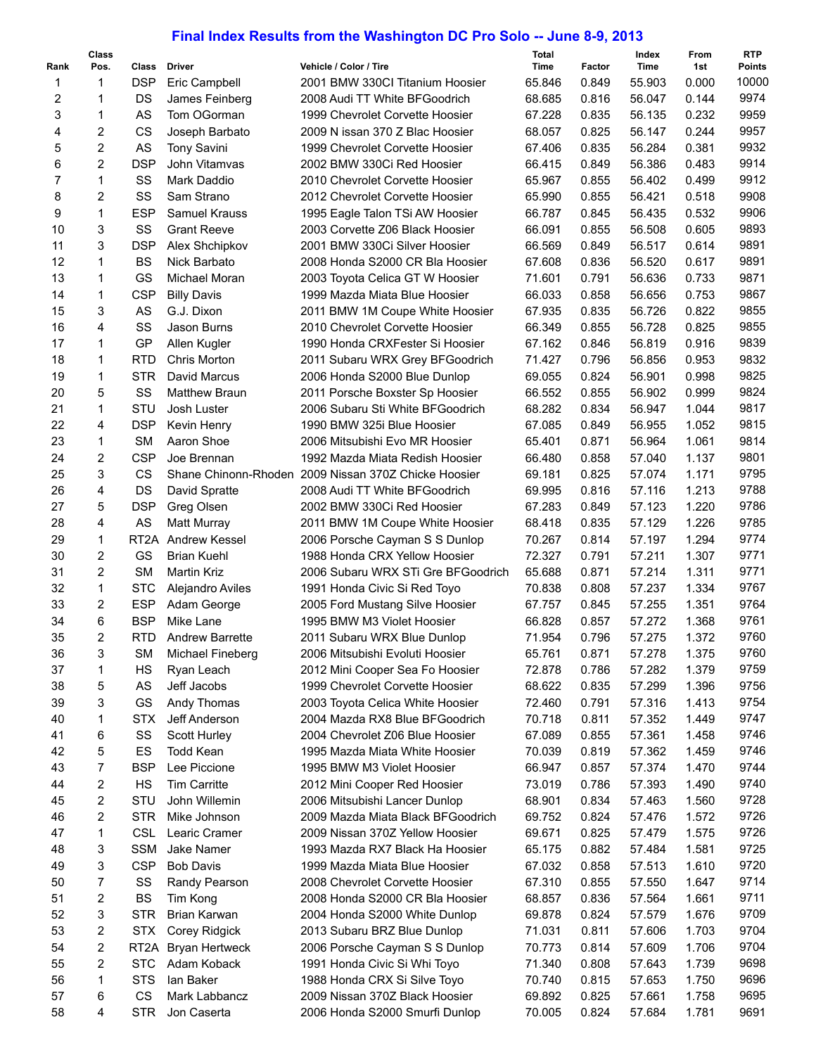# Final Index Results from the Washington DC Pro Solo -- June 8-9, 2013

| Rank | Class Pos. | Class | Driver | Vehicle / Color / Tire | Total Time | Factor | Index Time | From 1st | RTP Points |
|---|---|---|---|---|---|---|---|---|---|
| 1 | 1 | DSP | Eric Campbell | 2001 BMW 330CI Titanium Hoosier | 65.846 | 0.849 | 55.903 | 0.000 | 10000 |
| 2 | 1 | DS | James Feinberg | 2008 Audi TT White BFGoodrich | 68.685 | 0.816 | 56.047 | 0.144 | 9974 |
| 3 | 1 | AS | Tom OGorman | 1999 Chevrolet Corvette Hoosier | 67.228 | 0.835 | 56.135 | 0.232 | 9959 |
| 4 | 2 | CS | Joseph Barbato | 2009 N issan 370 Z Blac Hoosier | 68.057 | 0.825 | 56.147 | 0.244 | 9957 |
| 5 | 2 | AS | Tony Savini | 1999 Chevrolet Corvette Hoosier | 67.406 | 0.835 | 56.284 | 0.381 | 9932 |
| 6 | 2 | DSP | John Vitamvas | 2002 BMW 330Ci Red Hoosier | 66.415 | 0.849 | 56.386 | 0.483 | 9914 |
| 7 | 1 | SS | Mark Daddio | 2010 Chevrolet Corvette Hoosier | 65.967 | 0.855 | 56.402 | 0.499 | 9912 |
| 8 | 2 | SS | Sam Strano | 2012 Chevrolet Corvette Hoosier | 65.990 | 0.855 | 56.421 | 0.518 | 9908 |
| 9 | 1 | ESP | Samuel Krauss | 1995 Eagle Talon TSi AW Hoosier | 66.787 | 0.845 | 56.435 | 0.532 | 9906 |
| 10 | 3 | SS | Grant Reeve | 2003 Corvette Z06 Black Hoosier | 66.091 | 0.855 | 56.508 | 0.605 | 9893 |
| 11 | 3 | DSP | Alex Shchipkov | 2001 BMW 330Ci Silver Hoosier | 66.569 | 0.849 | 56.517 | 0.614 | 9891 |
| 12 | 1 | BS | Nick Barbato | 2008 Honda S2000 CR Bla Hoosier | 67.608 | 0.836 | 56.520 | 0.617 | 9891 |
| 13 | 1 | GS | Michael Moran | 2003 Toyota Celica GT W Hoosier | 71.601 | 0.791 | 56.636 | 0.733 | 9871 |
| 14 | 1 | CSP | Billy Davis | 1999 Mazda Miata Blue Hoosier | 66.033 | 0.858 | 56.656 | 0.753 | 9867 |
| 15 | 3 | AS | G.J. Dixon | 2011 BMW 1M Coupe White Hoosier | 67.935 | 0.835 | 56.726 | 0.822 | 9855 |
| 16 | 4 | SS | Jason Burns | 2010 Chevrolet Corvette Hoosier | 66.349 | 0.855 | 56.728 | 0.825 | 9855 |
| 17 | 1 | GP | Allen Kugler | 1990 Honda CRXFester Si Hoosier | 67.162 | 0.846 | 56.819 | 0.916 | 9839 |
| 18 | 1 | RTD | Chris Morton | 2011 Subaru WRX Grey BFGoodrich | 71.427 | 0.796 | 56.856 | 0.953 | 9832 |
| 19 | 1 | STR | David Marcus | 2006 Honda S2000 Blue Dunlop | 69.055 | 0.824 | 56.901 | 0.998 | 9825 |
| 20 | 5 | SS | Matthew Braun | 2011 Porsche Boxster Sp Hoosier | 66.552 | 0.855 | 56.902 | 0.999 | 9824 |
| 21 | 1 | STU | Josh Luster | 2006 Subaru Sti White BFGoodrich | 68.282 | 0.834 | 56.947 | 1.044 | 9817 |
| 22 | 4 | DSP | Kevin Henry | 1990 BMW 325i Blue Hoosier | 67.085 | 0.849 | 56.955 | 1.052 | 9815 |
| 23 | 1 | SM | Aaron Shoe | 2006 Mitsubishi Evo MR Hoosier | 65.401 | 0.871 | 56.964 | 1.061 | 9814 |
| 24 | 2 | CSP | Joe Brennan | 1992 Mazda Miata Redish Hoosier | 66.480 | 0.858 | 57.040 | 1.137 | 9801 |
| 25 | 3 | CS | Shane Chinonn-Rhoden | 2009 Nissan 370Z Chicke Hoosier | 69.181 | 0.825 | 57.074 | 1.171 | 9795 |
| 26 | 4 | DS | David Spratte | 2008 Audi TT White BFGoodrich | 69.995 | 0.816 | 57.116 | 1.213 | 9788 |
| 27 | 5 | DSP | Greg Olsen | 2002 BMW 330Ci Red Hoosier | 67.283 | 0.849 | 57.123 | 1.220 | 9786 |
| 28 | 4 | AS | Matt Murray | 2011 BMW 1M Coupe White Hoosier | 68.418 | 0.835 | 57.129 | 1.226 | 9785 |
| 29 | 1 | RT2A | Andrew Kessel | 2006 Porsche Cayman S S Dunlop | 70.267 | 0.814 | 57.197 | 1.294 | 9774 |
| 30 | 2 | GS | Brian Kuehl | 1988 Honda CRX Yellow Hoosier | 72.327 | 0.791 | 57.211 | 1.307 | 9771 |
| 31 | 2 | SM | Martin Kriz | 2006 Subaru WRX STi Gre BFGoodrich | 65.688 | 0.871 | 57.214 | 1.311 | 9771 |
| 32 | 1 | STC | Alejandro Aviles | 1991 Honda Civic Si Red Toyo | 70.838 | 0.808 | 57.237 | 1.334 | 9767 |
| 33 | 2 | ESP | Adam George | 2005 Ford Mustang Silve Hoosier | 67.757 | 0.845 | 57.255 | 1.351 | 9764 |
| 34 | 6 | BSP | Mike Lane | 1995 BMW M3 Violet Hoosier | 66.828 | 0.857 | 57.272 | 1.368 | 9761 |
| 35 | 2 | RTD | Andrew Barrette | 2011 Subaru WRX Blue Dunlop | 71.954 | 0.796 | 57.275 | 1.372 | 9760 |
| 36 | 3 | SM | Michael Fineberg | 2006 Mitsubishi Evoluti Hoosier | 65.761 | 0.871 | 57.278 | 1.375 | 9760 |
| 37 | 1 | HS | Ryan Leach | 2012 Mini Cooper Sea Fo Hoosier | 72.878 | 0.786 | 57.282 | 1.379 | 9759 |
| 38 | 5 | AS | Jeff Jacobs | 1999 Chevrolet Corvette Hoosier | 68.622 | 0.835 | 57.299 | 1.396 | 9756 |
| 39 | 3 | GS | Andy Thomas | 2003 Toyota Celica White Hoosier | 72.460 | 0.791 | 57.316 | 1.413 | 9754 |
| 40 | 1 | STX | Jeff Anderson | 2004 Mazda RX8 Blue BFGoodrich | 70.718 | 0.811 | 57.352 | 1.449 | 9747 |
| 41 | 6 | SS | Scott Hurley | 2004 Chevrolet Z06 Blue Hoosier | 67.089 | 0.855 | 57.361 | 1.458 | 9746 |
| 42 | 5 | ES | Todd Kean | 1995 Mazda Miata White Hoosier | 70.039 | 0.819 | 57.362 | 1.459 | 9746 |
| 43 | 7 | BSP | Lee Piccione | 1995 BMW M3 Violet Hoosier | 66.947 | 0.857 | 57.374 | 1.470 | 9744 |
| 44 | 2 | HS | Tim Carritte | 2012 Mini Cooper Red Hoosier | 73.019 | 0.786 | 57.393 | 1.490 | 9740 |
| 45 | 2 | STU | John Willemin | 2006 Mitsubishi Lancer Dunlop | 68.901 | 0.834 | 57.463 | 1.560 | 9728 |
| 46 | 2 | STR | Mike Johnson | 2009 Mazda Miata Black BFGoodrich | 69.752 | 0.824 | 57.476 | 1.572 | 9726 |
| 47 | 1 | CSL | Learic Cramer | 2009 Nissan 370Z Yellow Hoosier | 69.671 | 0.825 | 57.479 | 1.575 | 9726 |
| 48 | 3 | SSM | Jake Namer | 1993 Mazda RX7 Black Ha Hoosier | 65.175 | 0.882 | 57.484 | 1.581 | 9725 |
| 49 | 3 | CSP | Bob Davis | 1999 Mazda Miata Blue Hoosier | 67.032 | 0.858 | 57.513 | 1.610 | 9720 |
| 50 | 7 | SS | Randy Pearson | 2008 Chevrolet Corvette Hoosier | 67.310 | 0.855 | 57.550 | 1.647 | 9714 |
| 51 | 2 | BS | Tim Kong | 2008 Honda S2000 CR Bla Hoosier | 68.857 | 0.836 | 57.564 | 1.661 | 9711 |
| 52 | 3 | STR | Brian Karwan | 2004 Honda S2000 White Dunlop | 69.878 | 0.824 | 57.579 | 1.676 | 9709 |
| 53 | 2 | STX | Corey Ridgick | 2013 Subaru BRZ Blue Dunlop | 71.031 | 0.811 | 57.606 | 1.703 | 9704 |
| 54 | 2 | RT2A | Bryan Hertweck | 2006 Porsche Cayman S S Dunlop | 70.773 | 0.814 | 57.609 | 1.706 | 9704 |
| 55 | 2 | STC | Adam Koback | 1991 Honda Civic Si Whi Toyo | 71.340 | 0.808 | 57.643 | 1.739 | 9698 |
| 56 | 1 | STS | Ian Baker | 1988 Honda CRX Si Silve Toyo | 70.740 | 0.815 | 57.653 | 1.750 | 9696 |
| 57 | 6 | CS | Mark Labbancz | 2009 Nissan 370Z Black Hoosier | 69.892 | 0.825 | 57.661 | 1.758 | 9695 |
| 58 | 4 | STR | Jon Caserta | 2006 Honda S2000 Smurfi Dunlop | 70.005 | 0.824 | 57.684 | 1.781 | 9691 |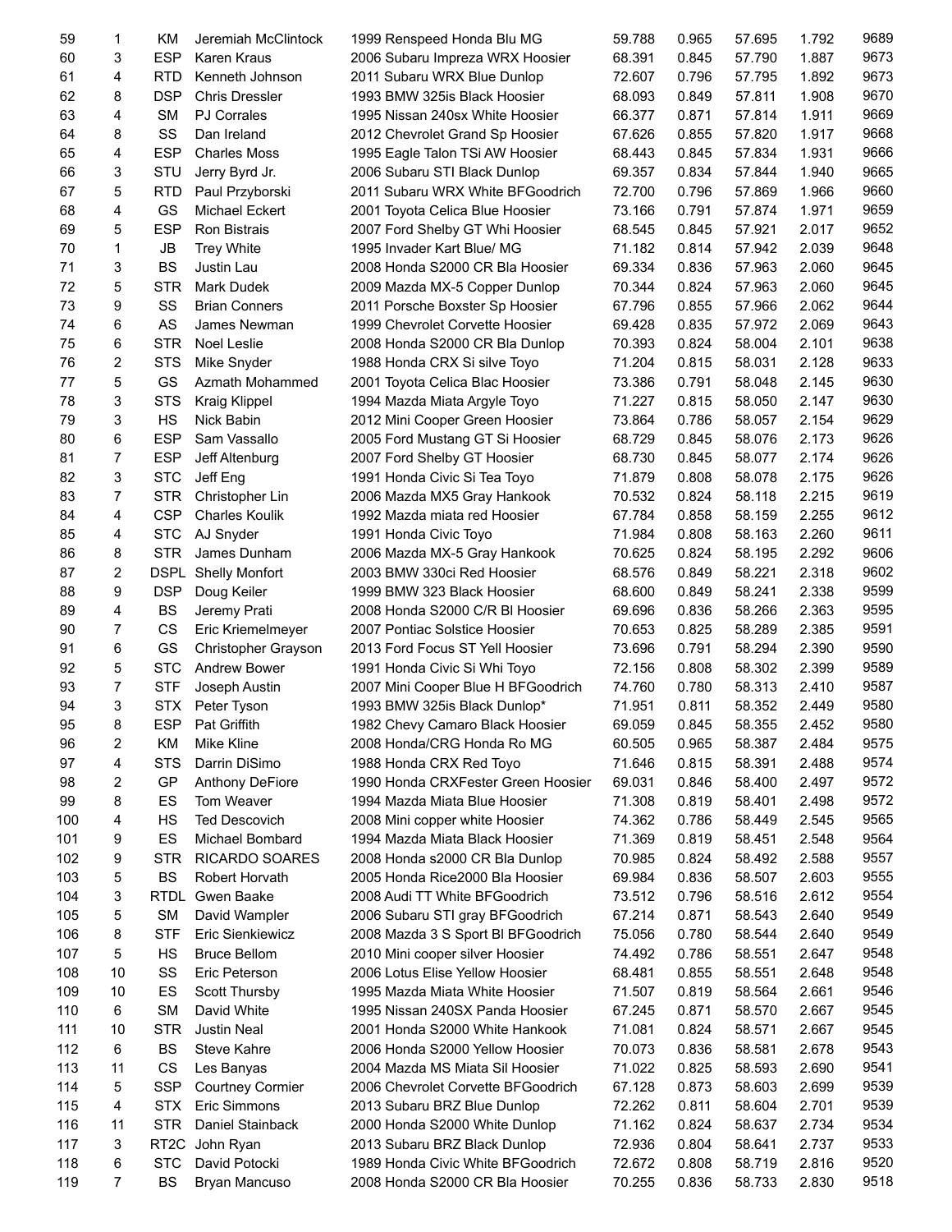| | | | | | | | | | |
|---|---|---|---|---|---|---|---|---|---|
| 59 | 1 | KM | Jeremiah McClintock | 1999 Renspeed Honda Blu MG | 59.788 | 0.965 | 57.695 | 1.792 | 9689 |
| 60 | 3 | ESP | Karen Kraus | 2006 Subaru Impreza WRX Hoosier | 68.391 | 0.845 | 57.790 | 1.887 | 9673 |
| 61 | 4 | RTD | Kenneth Johnson | 2011 Subaru WRX Blue Dunlop | 72.607 | 0.796 | 57.795 | 1.892 | 9673 |
| 62 | 8 | DSP | Chris Dressler | 1993 BMW 325is Black Hoosier | 68.093 | 0.849 | 57.811 | 1.908 | 9670 |
| 63 | 4 | SM | PJ Corrales | 1995 Nissan 240sx White Hoosier | 66.377 | 0.871 | 57.814 | 1.911 | 9669 |
| 64 | 8 | SS | Dan Ireland | 2012 Chevrolet Grand Sp Hoosier | 67.626 | 0.855 | 57.820 | 1.917 | 9668 |
| 65 | 4 | ESP | Charles Moss | 1995 Eagle Talon TSi AW Hoosier | 68.443 | 0.845 | 57.834 | 1.931 | 9666 |
| 66 | 3 | STU | Jerry Byrd Jr. | 2006 Subaru STI Black Dunlop | 69.357 | 0.834 | 57.844 | 1.940 | 9665 |
| 67 | 5 | RTD | Paul Przyborski | 2011 Subaru WRX White BFGoodrich | 72.700 | 0.796 | 57.869 | 1.966 | 9660 |
| 68 | 4 | GS | Michael Eckert | 2001 Toyota Celica Blue Hoosier | 73.166 | 0.791 | 57.874 | 1.971 | 9659 |
| 69 | 5 | ESP | Ron Bistrais | 2007 Ford Shelby GT Whi Hoosier | 68.545 | 0.845 | 57.921 | 2.017 | 9652 |
| 70 | 1 | JB | Trey White | 1995 Invader Kart Blue/ MG | 71.182 | 0.814 | 57.942 | 2.039 | 9648 |
| 71 | 3 | BS | Justin Lau | 2008 Honda S2000 CR Bla Hoosier | 69.334 | 0.836 | 57.963 | 2.060 | 9645 |
| 72 | 5 | STR | Mark Dudek | 2009 Mazda MX-5 Copper Dunlop | 70.344 | 0.824 | 57.963 | 2.060 | 9645 |
| 73 | 9 | SS | Brian Conners | 2011 Porsche Boxster Sp Hoosier | 67.796 | 0.855 | 57.966 | 2.062 | 9644 |
| 74 | 6 | AS | James Newman | 1999 Chevrolet Corvette Hoosier | 69.428 | 0.835 | 57.972 | 2.069 | 9643 |
| 75 | 6 | STR | Noel Leslie | 2008 Honda S2000 CR Bla Dunlop | 70.393 | 0.824 | 58.004 | 2.101 | 9638 |
| 76 | 2 | STS | Mike Snyder | 1988 Honda CRX Si silve Toyo | 71.204 | 0.815 | 58.031 | 2.128 | 9633 |
| 77 | 5 | GS | Azmath Mohammed | 2001 Toyota Celica Blac Hoosier | 73.386 | 0.791 | 58.048 | 2.145 | 9630 |
| 78 | 3 | STS | Kraig Klippel | 1994 Mazda Miata Argyle Toyo | 71.227 | 0.815 | 58.050 | 2.147 | 9630 |
| 79 | 3 | HS | Nick Babin | 2012 Mini Cooper Green Hoosier | 73.864 | 0.786 | 58.057 | 2.154 | 9629 |
| 80 | 6 | ESP | Sam Vassallo | 2005 Ford Mustang GT Si Hoosier | 68.729 | 0.845 | 58.076 | 2.173 | 9626 |
| 81 | 7 | ESP | Jeff Altenburg | 2007 Ford Shelby GT Hoosier | 68.730 | 0.845 | 58.077 | 2.174 | 9626 |
| 82 | 3 | STC | Jeff Eng | 1991 Honda Civic Si Tea Toyo | 71.879 | 0.808 | 58.078 | 2.175 | 9626 |
| 83 | 7 | STR | Christopher Lin | 2006 Mazda MX5 Gray Hankook | 70.532 | 0.824 | 58.118 | 2.215 | 9619 |
| 84 | 4 | CSP | Charles Koulik | 1992 Mazda miata red Hoosier | 67.784 | 0.858 | 58.159 | 2.255 | 9612 |
| 85 | 4 | STC | AJ Snyder | 1991 Honda Civic Toyo | 71.984 | 0.808 | 58.163 | 2.260 | 9611 |
| 86 | 8 | STR | James Dunham | 2006 Mazda MX-5 Gray Hankook | 70.625 | 0.824 | 58.195 | 2.292 | 9606 |
| 87 | 2 | DSPL | Shelly Monfort | 2003 BMW 330ci Red Hoosier | 68.576 | 0.849 | 58.221 | 2.318 | 9602 |
| 88 | 9 | DSP | Doug Keiler | 1999 BMW 323 Black Hoosier | 68.600 | 0.849 | 58.241 | 2.338 | 9599 |
| 89 | 4 | BS | Jeremy Prati | 2008 Honda S2000 C/R Bl Hoosier | 69.696 | 0.836 | 58.266 | 2.363 | 9595 |
| 90 | 7 | CS | Eric Kriemelmeyer | 2007 Pontiac Solstice Hoosier | 70.653 | 0.825 | 58.289 | 2.385 | 9591 |
| 91 | 6 | GS | Christopher Grayson | 2013 Ford Focus ST Yell Hoosier | 73.696 | 0.791 | 58.294 | 2.390 | 9590 |
| 92 | 5 | STC | Andrew Bower | 1991 Honda Civic Si Whi Toyo | 72.156 | 0.808 | 58.302 | 2.399 | 9589 |
| 93 | 7 | STF | Joseph Austin | 2007 Mini Cooper Blue H BFGoodrich | 74.760 | 0.780 | 58.313 | 2.410 | 9587 |
| 94 | 3 | STX | Peter Tyson | 1993 BMW 325is Black Dunlop* | 71.951 | 0.811 | 58.352 | 2.449 | 9580 |
| 95 | 8 | ESP | Pat Griffith | 1982 Chevy Camaro Black Hoosier | 69.059 | 0.845 | 58.355 | 2.452 | 9580 |
| 96 | 2 | KM | Mike Kline | 2008 Honda/CRG Honda Ro MG | 60.505 | 0.965 | 58.387 | 2.484 | 9575 |
| 97 | 4 | STS | Darrin DiSimo | 1988 Honda CRX Red Toyo | 71.646 | 0.815 | 58.391 | 2.488 | 9574 |
| 98 | 2 | GP | Anthony DeFiore | 1990 Honda CRXFester Green Hoosier | 69.031 | 0.846 | 58.400 | 2.497 | 9572 |
| 99 | 8 | ES | Tom Weaver | 1994 Mazda Miata Blue Hoosier | 71.308 | 0.819 | 58.401 | 2.498 | 9572 |
| 100 | 4 | HS | Ted Descovich | 2008 Mini copper white Hoosier | 74.362 | 0.786 | 58.449 | 2.545 | 9565 |
| 101 | 9 | ES | Michael Bombard | 1994 Mazda Miata Black Hoosier | 71.369 | 0.819 | 58.451 | 2.548 | 9564 |
| 102 | 9 | STR | RICARDO SOARES | 2008 Honda s2000 CR Bla Dunlop | 70.985 | 0.824 | 58.492 | 2.588 | 9557 |
| 103 | 5 | BS | Robert Horvath | 2005 Honda Rice2000 Bla Hoosier | 69.984 | 0.836 | 58.507 | 2.603 | 9555 |
| 104 | 3 | RTDL | Gwen Baake | 2008 Audi TT White BFGoodrich | 73.512 | 0.796 | 58.516 | 2.612 | 9554 |
| 105 | 5 | SM | David Wampler | 2006 Subaru STI gray BFGoodrich | 67.214 | 0.871 | 58.543 | 2.640 | 9549 |
| 106 | 8 | STF | Eric Sienkiewicz | 2008 Mazda 3 S Sport Bl BFGoodrich | 75.056 | 0.780 | 58.544 | 2.640 | 9549 |
| 107 | 5 | HS | Bruce Bellom | 2010 Mini cooper silver Hoosier | 74.492 | 0.786 | 58.551 | 2.647 | 9548 |
| 108 | 10 | SS | Eric Peterson | 2006 Lotus Elise Yellow Hoosier | 68.481 | 0.855 | 58.551 | 2.648 | 9548 |
| 109 | 10 | ES | Scott Thursby | 1995 Mazda Miata White Hoosier | 71.507 | 0.819 | 58.564 | 2.661 | 9546 |
| 110 | 6 | SM | David White | 1995 Nissan 240SX Panda Hoosier | 67.245 | 0.871 | 58.570 | 2.667 | 9545 |
| 111 | 10 | STR | Justin Neal | 2001 Honda S2000 White Hankook | 71.081 | 0.824 | 58.571 | 2.667 | 9545 |
| 112 | 6 | BS | Steve Kahre | 2006 Honda S2000 Yellow Hoosier | 70.073 | 0.836 | 58.581 | 2.678 | 9543 |
| 113 | 11 | CS | Les Banyas | 2004 Mazda MS Miata Sil Hoosier | 71.022 | 0.825 | 58.593 | 2.690 | 9541 |
| 114 | 5 | SSP | Courtney Cormier | 2006 Chevrolet Corvette BFGoodrich | 67.128 | 0.873 | 58.603 | 2.699 | 9539 |
| 115 | 4 | STX | Eric Simmons | 2013 Subaru BRZ Blue Dunlop | 72.262 | 0.811 | 58.604 | 2.701 | 9539 |
| 116 | 11 | STR | Daniel Stainback | 2000 Honda S2000 White Dunlop | 71.162 | 0.824 | 58.637 | 2.734 | 9534 |
| 117 | 3 | RT2C | John Ryan | 2013 Subaru BRZ Black Dunlop | 72.936 | 0.804 | 58.641 | 2.737 | 9533 |
| 118 | 6 | STC | David Potocki | 1989 Honda Civic White BFGoodrich | 72.672 | 0.808 | 58.719 | 2.816 | 9520 |
| 119 | 7 | BS | Bryan Mancuso | 2008 Honda S2000 CR Bla Hoosier | 70.255 | 0.836 | 58.733 | 2.830 | 9518 |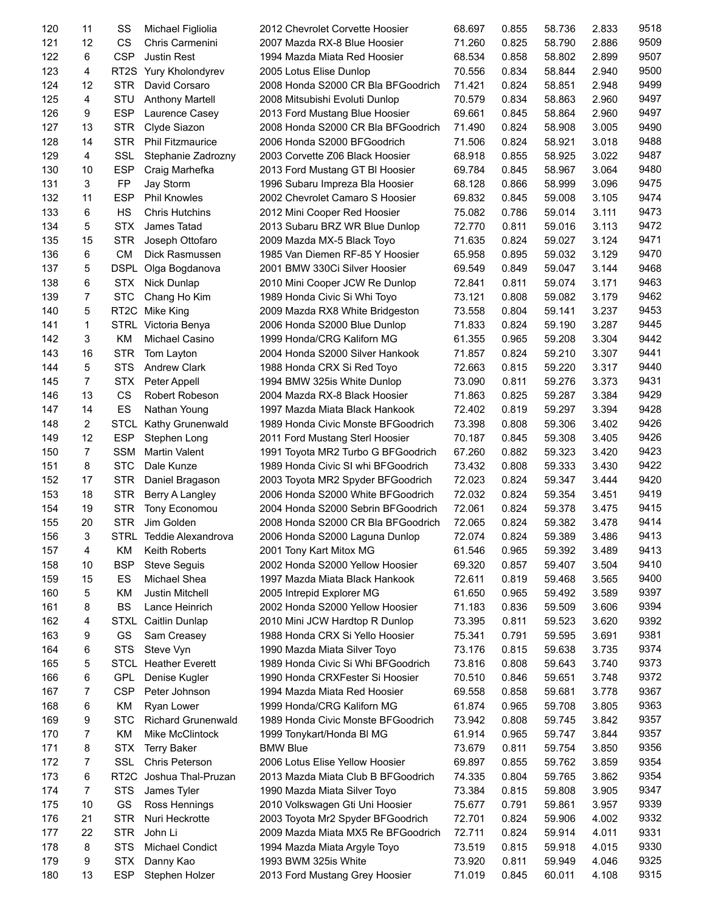| | | | | | | | | | |
|---|---|---|---|---|---|---|---|---|---|
| 120 | 11 | SS | Michael Figliolia | 2012 Chevrolet Corvette Hoosier | 68.697 | 0.855 | 58.736 | 2.833 | 9518 |
| 121 | 12 | CS | Chris Carmenini | 2007 Mazda RX-8 Blue Hoosier | 71.260 | 0.825 | 58.790 | 2.886 | 9509 |
| 122 | 6 | CSP | Justin Rest | 1994 Mazda Miata Red Hoosier | 68.534 | 0.858 | 58.802 | 2.899 | 9507 |
| 123 | 4 | RT2S | Yury Kholondyrev | 2005 Lotus Elise Dunlop | 70.556 | 0.834 | 58.844 | 2.940 | 9500 |
| 124 | 12 | STR | David Corsaro | 2008 Honda S2000 CR Bla BFGoodrich | 71.421 | 0.824 | 58.851 | 2.948 | 9499 |
| 125 | 4 | STU | Anthony Martell | 2008 Mitsubishi Evoluti Dunlop | 70.579 | 0.834 | 58.863 | 2.960 | 9497 |
| 126 | 9 | ESP | Laurence Casey | 2013 Ford Mustang Blue Hoosier | 69.661 | 0.845 | 58.864 | 2.960 | 9497 |
| 127 | 13 | STR | Clyde Siazon | 2008 Honda S2000 CR Bla BFGoodrich | 71.490 | 0.824 | 58.908 | 3.005 | 9490 |
| 128 | 14 | STR | Phil Fitzmaurice | 2006 Honda S2000 BFGoodrich | 71.506 | 0.824 | 58.921 | 3.018 | 9488 |
| 129 | 4 | SSL | Stephanie Zadrozny | 2003 Corvette Z06 Black Hoosier | 68.918 | 0.855 | 58.925 | 3.022 | 9487 |
| 130 | 10 | ESP | Craig Marhefka | 2013 Ford Mustang GT Bl Hoosier | 69.784 | 0.845 | 58.967 | 3.064 | 9480 |
| 131 | 3 | FP | Jay Storm | 1996 Subaru Impreza Bla Hoosier | 68.128 | 0.866 | 58.999 | 3.096 | 9475 |
| 132 | 11 | ESP | Phil Knowles | 2002 Chevrolet Camaro S Hoosier | 69.832 | 0.845 | 59.008 | 3.105 | 9474 |
| 133 | 6 | HS | Chris Hutchins | 2012 Mini Cooper Red Hoosier | 75.082 | 0.786 | 59.014 | 3.111 | 9473 |
| 134 | 5 | STX | James Tatad | 2013 Subaru BRZ WR Blue Dunlop | 72.770 | 0.811 | 59.016 | 3.113 | 9472 |
| 135 | 15 | STR | Joseph Ottofaro | 2009 Mazda MX-5 Black Toyo | 71.635 | 0.824 | 59.027 | 3.124 | 9471 |
| 136 | 6 | CM | Dick Rasmussen | 1985 Van Diemen RF-85 Y Hoosier | 65.958 | 0.895 | 59.032 | 3.129 | 9470 |
| 137 | 5 | DSPL | Olga Bogdanova | 2001 BMW 330Ci Silver Hoosier | 69.549 | 0.849 | 59.047 | 3.144 | 9468 |
| 138 | 6 | STX | Nick Dunlap | 2010 Mini Cooper JCW Re Dunlop | 72.841 | 0.811 | 59.074 | 3.171 | 9463 |
| 139 | 7 | STC | Chang Ho Kim | 1989 Honda Civic Si Whi Toyo | 73.121 | 0.808 | 59.082 | 3.179 | 9462 |
| 140 | 5 | RT2C | Mike King | 2009 Mazda RX8 White Bridgeston | 73.558 | 0.804 | 59.141 | 3.237 | 9453 |
| 141 | 1 | STRL | Victoria Benya | 2006 Honda S2000 Blue Dunlop | 71.833 | 0.824 | 59.190 | 3.287 | 9445 |
| 142 | 3 | KM | Michael Casino | 1999 Honda/CRG Kaliforn MG | 61.355 | 0.965 | 59.208 | 3.304 | 9442 |
| 143 | 16 | STR | Tom Layton | 2004 Honda S2000 Silver Hankook | 71.857 | 0.824 | 59.210 | 3.307 | 9441 |
| 144 | 5 | STS | Andrew Clark | 1988 Honda CRX Si Red Toyo | 72.663 | 0.815 | 59.220 | 3.317 | 9440 |
| 145 | 7 | STX | Peter Appell | 1994 BMW 325is White Dunlop | 73.090 | 0.811 | 59.276 | 3.373 | 9431 |
| 146 | 13 | CS | Robert Robeson | 2004 Mazda RX-8 Black Hoosier | 71.863 | 0.825 | 59.287 | 3.384 | 9429 |
| 147 | 14 | ES | Nathan Young | 1997 Mazda Miata Black Hankook | 72.402 | 0.819 | 59.297 | 3.394 | 9428 |
| 148 | 2 | STCL | Kathy Grunenwald | 1989 Honda Civic Monste BFGoodrich | 73.398 | 0.808 | 59.306 | 3.402 | 9426 |
| 149 | 12 | ESP | Stephen Long | 2011 Ford Mustang Sterl Hoosier | 70.187 | 0.845 | 59.308 | 3.405 | 9426 |
| 150 | 7 | SSM | Martin Valent | 1991 Toyota MR2 Turbo G BFGoodrich | 67.260 | 0.882 | 59.323 | 3.420 | 9423 |
| 151 | 8 | STC | Dale Kunze | 1989 Honda Civic SI whi BFGoodrich | 73.432 | 0.808 | 59.333 | 3.430 | 9422 |
| 152 | 17 | STR | Daniel Bragason | 2003 Toyota MR2 Spyder BFGoodrich | 72.023 | 0.824 | 59.347 | 3.444 | 9420 |
| 153 | 18 | STR | Berry A Langley | 2006 Honda S2000 White BFGoodrich | 72.032 | 0.824 | 59.354 | 3.451 | 9419 |
| 154 | 19 | STR | Tony Economou | 2004 Honda S2000 Sebrin BFGoodrich | 72.061 | 0.824 | 59.378 | 3.475 | 9415 |
| 155 | 20 | STR | Jim Golden | 2008 Honda S2000 CR Bla BFGoodrich | 72.065 | 0.824 | 59.382 | 3.478 | 9414 |
| 156 | 3 | STRL | Teddie Alexandrova | 2006 Honda S2000 Laguna Dunlop | 72.074 | 0.824 | 59.389 | 3.486 | 9413 |
| 157 | 4 | KM | Keith Roberts | 2001 Tony Kart Mitox MG | 61.546 | 0.965 | 59.392 | 3.489 | 9413 |
| 158 | 10 | BSP | Steve Seguis | 2002 Honda S2000 Yellow Hoosier | 69.320 | 0.857 | 59.407 | 3.504 | 9410 |
| 159 | 15 | ES | Michael Shea | 1997 Mazda Miata Black Hankook | 72.611 | 0.819 | 59.468 | 3.565 | 9400 |
| 160 | 5 | KM | Justin Mitchell | 2005 Intrepid Explorer MG | 61.650 | 0.965 | 59.492 | 3.589 | 9397 |
| 161 | 8 | BS | Lance Heinrich | 2002 Honda S2000 Yellow Hoosier | 71.183 | 0.836 | 59.509 | 3.606 | 9394 |
| 162 | 4 | STXL | Caitlin Dunlap | 2010 Mini JCW Hardtop R Dunlop | 73.395 | 0.811 | 59.523 | 3.620 | 9392 |
| 163 | 9 | GS | Sam Creasey | 1988 Honda CRX Si Yello Hoosier | 75.341 | 0.791 | 59.595 | 3.691 | 9381 |
| 164 | 6 | STS | Steve Vyn | 1990 Mazda Miata Silver Toyo | 73.176 | 0.815 | 59.638 | 3.735 | 9374 |
| 165 | 5 | STCL | Heather Everett | 1989 Honda Civic Si Whi BFGoodrich | 73.816 | 0.808 | 59.643 | 3.740 | 9373 |
| 166 | 6 | GPL | Denise Kugler | 1990 Honda CRXFester Si Hoosier | 70.510 | 0.846 | 59.651 | 3.748 | 9372 |
| 167 | 7 | CSP | Peter Johnson | 1994 Mazda Miata Red Hoosier | 69.558 | 0.858 | 59.681 | 3.778 | 9367 |
| 168 | 6 | KM | Ryan Lower | 1999 Honda/CRG Kaliforn MG | 61.874 | 0.965 | 59.708 | 3.805 | 9363 |
| 169 | 9 | STC | Richard Grunenwald | 1989 Honda Civic Monste BFGoodrich | 73.942 | 0.808 | 59.745 | 3.842 | 9357 |
| 170 | 7 | KM | Mike McClintock | 1999 Tonykart/Honda Bl MG | 61.914 | 0.965 | 59.747 | 3.844 | 9357 |
| 171 | 8 | STX | Terry Baker | BMW Blue | 73.679 | 0.811 | 59.754 | 3.850 | 9356 |
| 172 | 7 | SSL | Chris Peterson | 2006 Lotus Elise Yellow Hoosier | 69.897 | 0.855 | 59.762 | 3.859 | 9354 |
| 173 | 6 | RT2C | Joshua Thal-Pruzan | 2013 Mazda Miata Club B BFGoodrich | 74.335 | 0.804 | 59.765 | 3.862 | 9354 |
| 174 | 7 | STS | James Tyler | 1990 Mazda Miata Silver Toyo | 73.384 | 0.815 | 59.808 | 3.905 | 9347 |
| 175 | 10 | GS | Ross Hennings | 2010 Volkswagen Gti Uni Hoosier | 75.677 | 0.791 | 59.861 | 3.957 | 9339 |
| 176 | 21 | STR | Nuri Heckrotte | 2003 Toyota Mr2 Spyder BFGoodrich | 72.701 | 0.824 | 59.906 | 4.002 | 9332 |
| 177 | 22 | STR | John Li | 2009 Mazda Miata MX5 Re BFGoodrich | 72.711 | 0.824 | 59.914 | 4.011 | 9331 |
| 178 | 8 | STS | Michael Condict | 1994 Mazda Miata Argyle Toyo | 73.519 | 0.815 | 59.918 | 4.015 | 9330 |
| 179 | 9 | STX | Danny Kao | 1993 BWM 325is White | 73.920 | 0.811 | 59.949 | 4.046 | 9325 |
| 180 | 13 | ESP | Stephen Holzer | 2013 Ford Mustang Grey Hoosier | 71.019 | 0.845 | 60.011 | 4.108 | 9315 |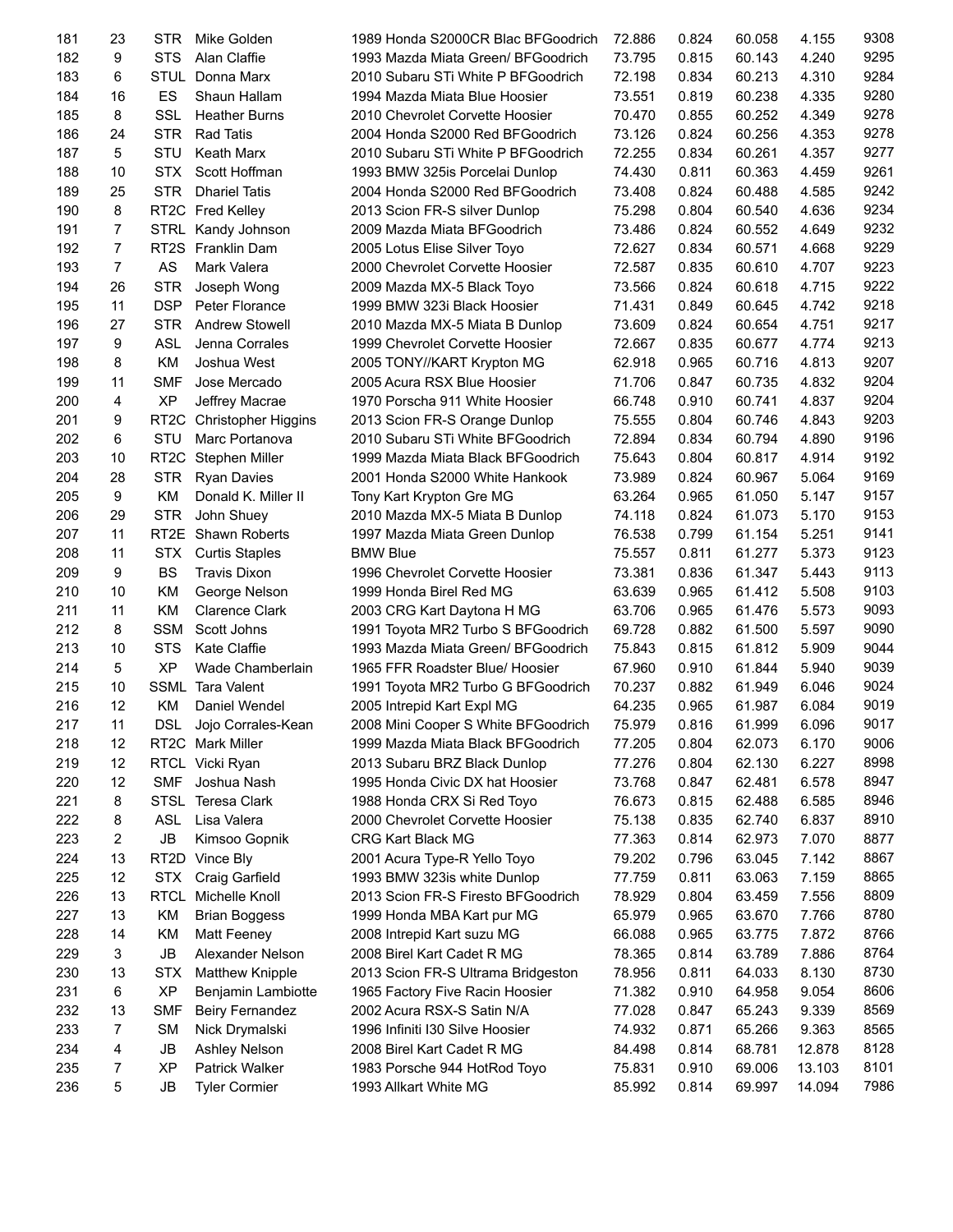| | | | | | | | | | |
|---|---|---|---|---|---|---|---|---|---|
| 181 | 23 | STR | Mike Golden | 1989 Honda S2000CR Blac BFGoodrich | 72.886 | 0.824 | 60.058 | 4.155 | 9308 |
| 182 | 9 | STS | Alan Claffie | 1993 Mazda Miata Green/ BFGoodrich | 73.795 | 0.815 | 60.143 | 4.240 | 9295 |
| 183 | 6 | STUL | Donna Marx | 2010 Subaru STi White P BFGoodrich | 72.198 | 0.834 | 60.213 | 4.310 | 9284 |
| 184 | 16 | ES | Shaun Hallam | 1994 Mazda Miata Blue Hoosier | 73.551 | 0.819 | 60.238 | 4.335 | 9280 |
| 185 | 8 | SSL | Heather Burns | 2010 Chevrolet Corvette Hoosier | 70.470 | 0.855 | 60.252 | 4.349 | 9278 |
| 186 | 24 | STR | Rad Tatis | 2004 Honda S2000 Red BFGoodrich | 73.126 | 0.824 | 60.256 | 4.353 | 9278 |
| 187 | 5 | STU | Keath Marx | 2010 Subaru STi White P BFGoodrich | 72.255 | 0.834 | 60.261 | 4.357 | 9277 |
| 188 | 10 | STX | Scott Hoffman | 1993 BMW 325is Porcelai Dunlop | 74.430 | 0.811 | 60.363 | 4.459 | 9261 |
| 189 | 25 | STR | Dhariel Tatis | 2004 Honda S2000 Red BFGoodrich | 73.408 | 0.824 | 60.488 | 4.585 | 9242 |
| 190 | 8 | RT2C | Fred Kelley | 2013 Scion FR-S silver Dunlop | 75.298 | 0.804 | 60.540 | 4.636 | 9234 |
| 191 | 7 | STRL | Kandy Johnson | 2009 Mazda Miata BFGoodrich | 73.486 | 0.824 | 60.552 | 4.649 | 9232 |
| 192 | 7 | RT2S | Franklin Dam | 2005 Lotus Elise Silver Toyo | 72.627 | 0.834 | 60.571 | 4.668 | 9229 |
| 193 | 7 | AS | Mark Valera | 2000 Chevrolet Corvette Hoosier | 72.587 | 0.835 | 60.610 | 4.707 | 9223 |
| 194 | 26 | STR | Joseph Wong | 2009 Mazda MX-5 Black Toyo | 73.566 | 0.824 | 60.618 | 4.715 | 9222 |
| 195 | 11 | DSP | Peter Florance | 1999 BMW 323i Black Hoosier | 71.431 | 0.849 | 60.645 | 4.742 | 9218 |
| 196 | 27 | STR | Andrew Stowell | 2010 Mazda MX-5 Miata B Dunlop | 73.609 | 0.824 | 60.654 | 4.751 | 9217 |
| 197 | 9 | ASL | Jenna Corrales | 1999 Chevrolet Corvette Hoosier | 72.667 | 0.835 | 60.677 | 4.774 | 9213 |
| 198 | 8 | KM | Joshua West | 2005 TONY//KART Krypton MG | 62.918 | 0.965 | 60.716 | 4.813 | 9207 |
| 199 | 11 | SMF | Jose Mercado | 2005 Acura RSX Blue Hoosier | 71.706 | 0.847 | 60.735 | 4.832 | 9204 |
| 200 | 4 | XP | Jeffrey Macrae | 1970 Porscha 911 White Hoosier | 66.748 | 0.910 | 60.741 | 4.837 | 9204 |
| 201 | 9 | RT2C | Christopher Higgins | 2013 Scion FR-S Orange Dunlop | 75.555 | 0.804 | 60.746 | 4.843 | 9203 |
| 202 | 6 | STU | Marc Portanova | 2010 Subaru STi White BFGoodrich | 72.894 | 0.834 | 60.794 | 4.890 | 9196 |
| 203 | 10 | RT2C | Stephen Miller | 1999 Mazda Miata Black BFGoodrich | 75.643 | 0.804 | 60.817 | 4.914 | 9192 |
| 204 | 28 | STR | Ryan Davies | 2001 Honda S2000 White Hankook | 73.989 | 0.824 | 60.967 | 5.064 | 9169 |
| 205 | 9 | KM | Donald K. Miller II | Tony Kart Krypton Gre MG | 63.264 | 0.965 | 61.050 | 5.147 | 9157 |
| 206 | 29 | STR | John Shuey | 2010 Mazda MX-5 Miata B Dunlop | 74.118 | 0.824 | 61.073 | 5.170 | 9153 |
| 207 | 11 | RT2E | Shawn Roberts | 1997 Mazda Miata Green Dunlop | 76.538 | 0.799 | 61.154 | 5.251 | 9141 |
| 208 | 11 | STX | Curtis Staples | BMW Blue | 75.557 | 0.811 | 61.277 | 5.373 | 9123 |
| 209 | 9 | BS | Travis Dixon | 1996 Chevrolet Corvette Hoosier | 73.381 | 0.836 | 61.347 | 5.443 | 9113 |
| 210 | 10 | KM | George Nelson | 1999 Honda Birel Red MG | 63.639 | 0.965 | 61.412 | 5.508 | 9103 |
| 211 | 11 | KM | Clarence Clark | 2003 CRG Kart Daytona H MG | 63.706 | 0.965 | 61.476 | 5.573 | 9093 |
| 212 | 8 | SSM | Scott Johns | 1991 Toyota MR2 Turbo S BFGoodrich | 69.728 | 0.882 | 61.500 | 5.597 | 9090 |
| 213 | 10 | STS | Kate Claffie | 1993 Mazda Miata Green/ BFGoodrich | 75.843 | 0.815 | 61.812 | 5.909 | 9044 |
| 214 | 5 | XP | Wade Chamberlain | 1965 FFR Roadster Blue/ Hoosier | 67.960 | 0.910 | 61.844 | 5.940 | 9039 |
| 215 | 10 | SSML | Tara Valent | 1991 Toyota MR2 Turbo G BFGoodrich | 70.237 | 0.882 | 61.949 | 6.046 | 9024 |
| 216 | 12 | KM | Daniel Wendel | 2005 Intrepid Kart Expl MG | 64.235 | 0.965 | 61.987 | 6.084 | 9019 |
| 217 | 11 | DSL | Jojo Corrales-Kean | 2008 Mini Cooper S White BFGoodrich | 75.979 | 0.816 | 61.999 | 6.096 | 9017 |
| 218 | 12 | RT2C | Mark Miller | 1999 Mazda Miata Black BFGoodrich | 77.205 | 0.804 | 62.073 | 6.170 | 9006 |
| 219 | 12 | RTCL | Vicki Ryan | 2013 Subaru BRZ Black Dunlop | 77.276 | 0.804 | 62.130 | 6.227 | 8998 |
| 220 | 12 | SMF | Joshua Nash | 1995 Honda Civic DX hat Hoosier | 73.768 | 0.847 | 62.481 | 6.578 | 8947 |
| 221 | 8 | STSL | Teresa Clark | 1988 Honda CRX Si Red Toyo | 76.673 | 0.815 | 62.488 | 6.585 | 8946 |
| 222 | 8 | ASL | Lisa Valera | 2000 Chevrolet Corvette Hoosier | 75.138 | 0.835 | 62.740 | 6.837 | 8910 |
| 223 | 2 | JB | Kimsoo Gopnik | CRG Kart Black MG | 77.363 | 0.814 | 62.973 | 7.070 | 8877 |
| 224 | 13 | RT2D | Vince Bly | 2001 Acura Type-R Yello Toyo | 79.202 | 0.796 | 63.045 | 7.142 | 8867 |
| 225 | 12 | STX | Craig Garfield | 1993 BMW 323is white Dunlop | 77.759 | 0.811 | 63.063 | 7.159 | 8865 |
| 226 | 13 | RTCL | Michelle Knoll | 2013 Scion FR-S Firesto BFGoodrich | 78.929 | 0.804 | 63.459 | 7.556 | 8809 |
| 227 | 13 | KM | Brian Boggess | 1999 Honda MBA Kart pur MG | 65.979 | 0.965 | 63.670 | 7.766 | 8780 |
| 228 | 14 | KM | Matt Feeney | 2008 Intrepid Kart suzu MG | 66.088 | 0.965 | 63.775 | 7.872 | 8766 |
| 229 | 3 | JB | Alexander Nelson | 2008 Birel Kart Cadet R MG | 78.365 | 0.814 | 63.789 | 7.886 | 8764 |
| 230 | 13 | STX | Matthew Knipple | 2013 Scion FR-S Ultrama Bridgeston | 78.956 | 0.811 | 64.033 | 8.130 | 8730 |
| 231 | 6 | XP | Benjamin Lambiotte | 1965 Factory Five Racin Hoosier | 71.382 | 0.910 | 64.958 | 9.054 | 8606 |
| 232 | 13 | SMF | Beiry Fernandez | 2002 Acura RSX-S Satin N/A | 77.028 | 0.847 | 65.243 | 9.339 | 8569 |
| 233 | 7 | SM | Nick Drymalski | 1996 Infiniti I30 Silve Hoosier | 74.932 | 0.871 | 65.266 | 9.363 | 8565 |
| 234 | 4 | JB | Ashley Nelson | 2008 Birel Kart Cadet R MG | 84.498 | 0.814 | 68.781 | 12.878 | 8128 |
| 235 | 7 | XP | Patrick Walker | 1983 Porsche 944 HotRod Toyo | 75.831 | 0.910 | 69.006 | 13.103 | 8101 |
| 236 | 5 | JB | Tyler Cormier | 1993 Allkart White MG | 85.992 | 0.814 | 69.997 | 14.094 | 7986 |